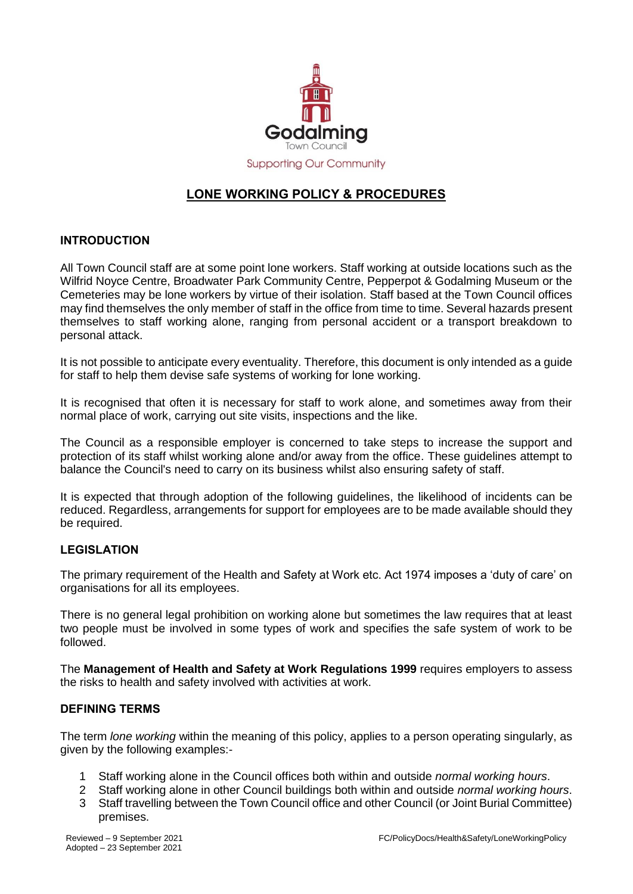Godalming
Town Council
Supporting Our Community

# LONE WORKING POLICY & PROCEDURES

## INTRODUCTION

All Town Council staff are at some point lone workers. Staff working at outside locations such as the Wilfrid Noyce Centre, Broadwater Park Community Centre, Pepperpot & Godalming Museum or the Cemeteries may be lone workers by virtue of their isolation. Staff based at the Town Council offices may find themselves the only member of staff in the office from time to time. Several hazards present themselves to staff working alone, ranging from personal accident or a transport breakdown to personal attack.

It is not possible to anticipate every eventuality. Therefore, this document is only intended as a guide for staff to help them devise safe systems of working for lone working.

It is recognised that often it is necessary for staff to work alone, and sometimes away from their normal place of work, carrying out site visits, inspections and the like.

The Council as a responsible employer is concerned to take steps to increase the support and protection of its staff whilst working alone and/or away from the office. These guidelines attempt to balance the Council's need to carry on its business whilst also ensuring safety of staff.

It is expected that through adoption of the following guidelines, the likelihood of incidents can be reduced. Regardless, arrangements for support for employees are to be made available should they be required.

## LEGISLATION

The primary requirement of the Health and Safety at Work etc. Act 1974 imposes a 'duty of care' on organisations for all its employees.

There is no general legal prohibition on working alone but sometimes the law requires that at least two people must be involved in some types of work and specifies the safe system of work to be followed.

The **Management of Health and Safety at Work Regulations 1999** requires employers to assess the risks to health and safety involved with activities at work.

## DEFINING TERMS

The term *lone working* within the meaning of this policy, applies to a person operating singularly, as given by the following examples:-

1. Staff working alone in the Council offices both within and outside *normal working hours*.
2. Staff working alone in other Council buildings both within and outside *normal working hours*.
3. Staff travelling between the Town Council office and other Council (or Joint Burial Committee) premises.

Reviewed – 9 September 2021
Adopted – 23 September 2021

FC/PolicyDocs/Health&Safety/LoneWorkingPolicy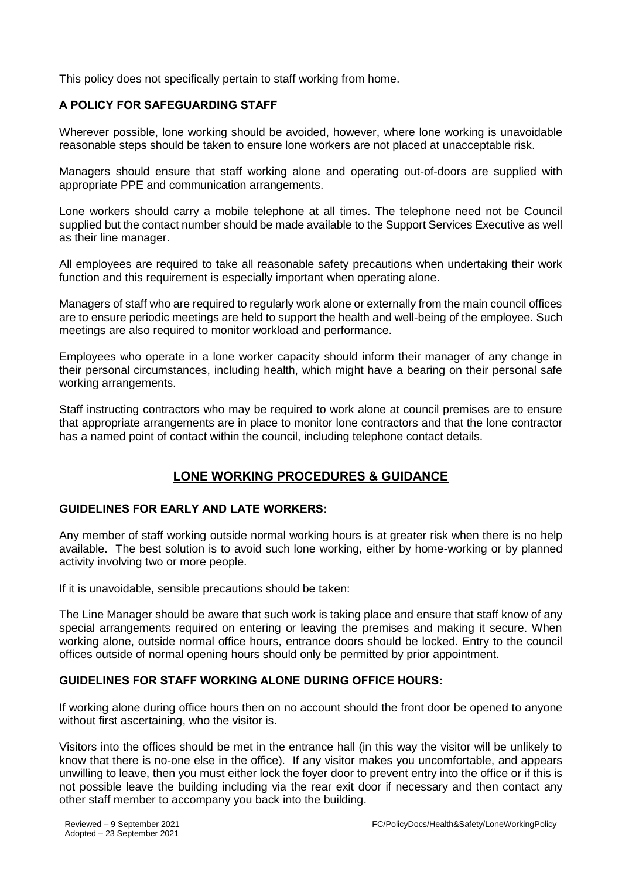This policy does not specifically pertain to staff working from home.

### A POLICY FOR SAFEGUARDING STAFF

Wherever possible, lone working should be avoided, however, where lone working is unavoidable reasonable steps should be taken to ensure lone workers are not placed at unacceptable risk.

Managers should ensure that staff working alone and operating out-of-doors are supplied with appropriate PPE and communication arrangements.

Lone workers should carry a mobile telephone at all times. The telephone need not be Council supplied but the contact number should be made available to the Support Services Executive as well as their line manager.

All employees are required to take all reasonable safety precautions when undertaking their work function and this requirement is especially important when operating alone.

Managers of staff who are required to regularly work alone or externally from the main council offices are to ensure periodic meetings are held to support the health and well-being of the employee. Such meetings are also required to monitor workload and performance.

Employees who operate in a lone worker capacity should inform their manager of any change in their personal circumstances, including health, which might have a bearing on their personal safe working arrangements.

Staff instructing contractors who may be required to work alone at council premises are to ensure that appropriate arrangements are in place to monitor lone contractors and that the lone contractor has a named point of contact within the council, including telephone contact details.

## LONE WORKING PROCEDURES & GUIDANCE

### GUIDELINES FOR EARLY AND LATE WORKERS:

Any member of staff working outside normal working hours is at greater risk when there is no help available. The best solution is to avoid such lone working, either by home-working or by planned activity involving two or more people.

If it is unavoidable, sensible precautions should be taken:

The Line Manager should be aware that such work is taking place and ensure that staff know of any special arrangements required on entering or leaving the premises and making it secure. When working alone, outside normal office hours, entrance doors should be locked. Entry to the council offices outside of normal opening hours should only be permitted by prior appointment.

### GUIDELINES FOR STAFF WORKING ALONE DURING OFFICE HOURS:

If working alone during office hours then on no account should the front door be opened to anyone without first ascertaining, who the visitor is.

Visitors into the offices should be met in the entrance hall (in this way the visitor will be unlikely to know that there is no-one else in the office). If any visitor makes you uncomfortable, and appears unwilling to leave, then you must either lock the foyer door to prevent entry into the office or if this is not possible leave the building including via the rear exit door if necessary and then contact any other staff member to accompany you back into the building.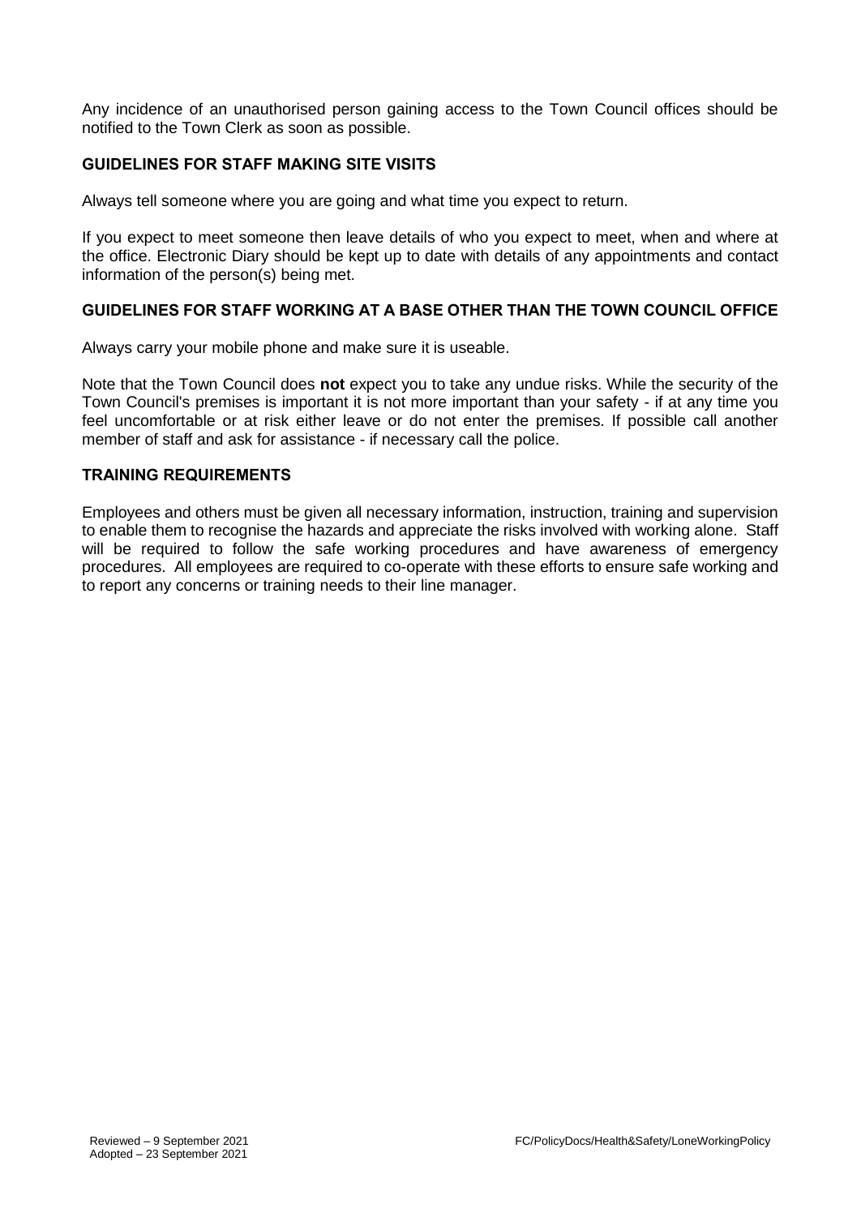Any incidence of an unauthorised person gaining access to the Town Council offices should be notified to the Town Clerk as soon as possible.

## GUIDELINES FOR STAFF MAKING SITE VISITS

Always tell someone where you are going and what time you expect to return.

If you expect to meet someone then leave details of who you expect to meet, when and where at the office. Electronic Diary should be kept up to date with details of any appointments and contact information of the person(s) being met.

## GUIDELINES FOR STAFF WORKING AT A BASE OTHER THAN THE TOWN COUNCIL OFFICE

Always carry your mobile phone and make sure it is useable.

Note that the Town Council does **not** expect you to take any undue risks. While the security of the Town Council's premises is important it is not more important than your safety - if at any time you feel uncomfortable or at risk either leave or do not enter the premises. If possible call another member of staff and ask for assistance - if necessary call the police.

## TRAINING REQUIREMENTS

Employees and others must be given all necessary information, instruction, training and supervision to enable them to recognise the hazards and appreciate the risks involved with working alone. Staff will be required to follow the safe working procedures and have awareness of emergency procedures. All employees are required to co-operate with these efforts to ensure safe working and to report any concerns or training needs to their line manager.

Reviewed – 9 September 2021
Adopted – 23 September 2021

FC/PolicyDocs/Health&Safety/LoneWorkingPolicy